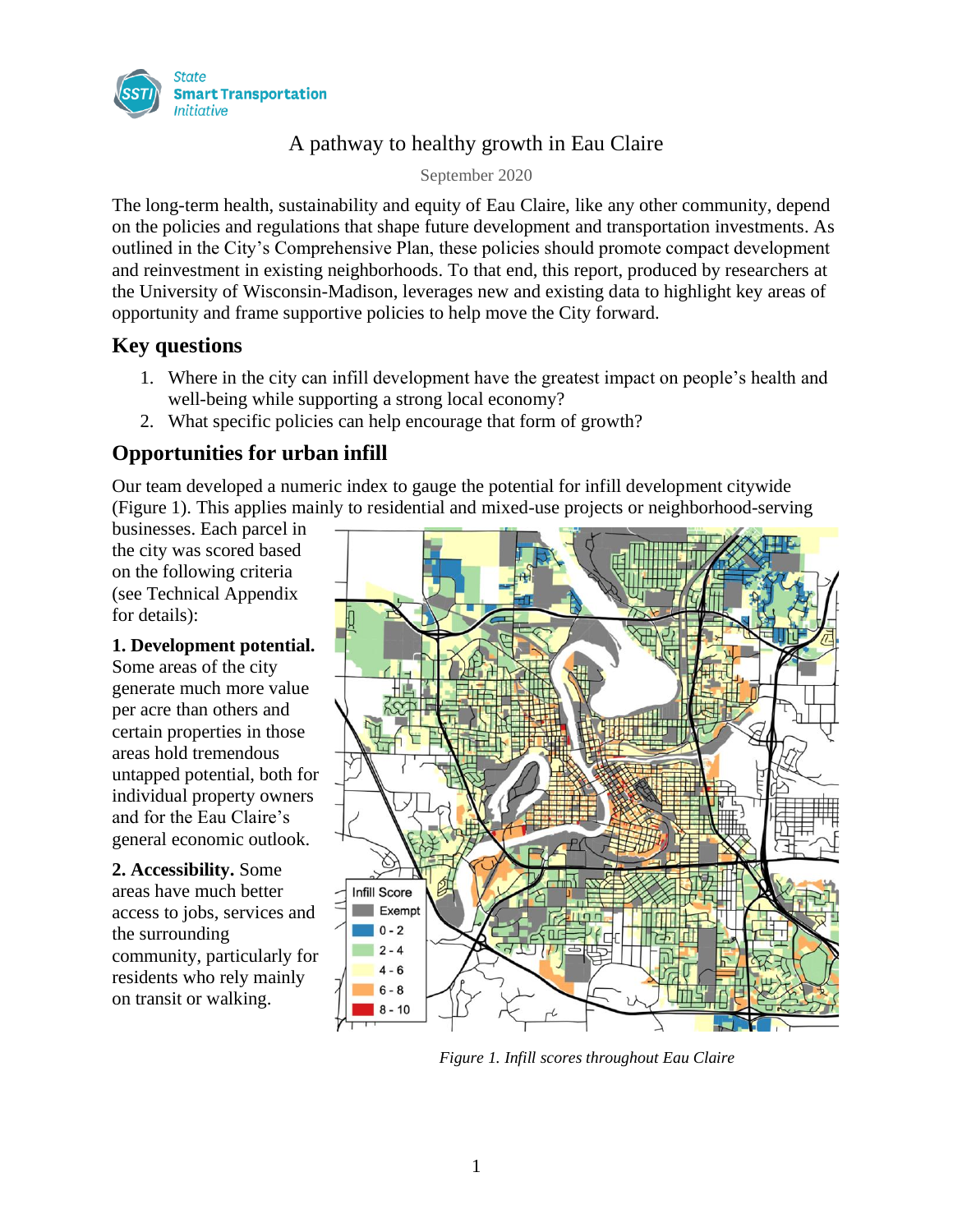State Smart Transportation Initiative

# A pathway to healthy growth in Eau Claire

September 2020

The long-term health, sustainability and equity of Eau Claire, like any other community, depend on the policies and regulations that shape future development and transportation investments. As outlined in the City's Comprehensive Plan, these policies should promote compact development and reinvestment in existing neighborhoods. To that end, this report, produced by researchers at the University of Wisconsin-Madison, leverages new and existing data to highlight key areas of opportunity and frame supportive policies to help move the City forward.

## Key questions

1. Where in the city can infill development have the greatest impact on people's health and well-being while supporting a strong local economy?
2. What specific policies can help encourage that form of growth?

## Opportunities for urban infill

Our team developed a numeric index to gauge the potential for infill development citywide (Figure 1). This applies mainly to residential and mixed-use projects or neighborhood-serving businesses. Each parcel in the city was scored based on the following criteria (see Technical Appendix for details):

**1. Development potential.** Some areas of the city generate much more value per acre than others and certain properties in those areas hold tremendous untapped potential, both for individual property owners and for the Eau Claire's general economic outlook.

**2. Accessibility.** Some areas have much better access to jobs, services and the surrounding community, particularly for residents who rely mainly on transit or walking.

*Figure 1. Infill scores throughout Eau Claire*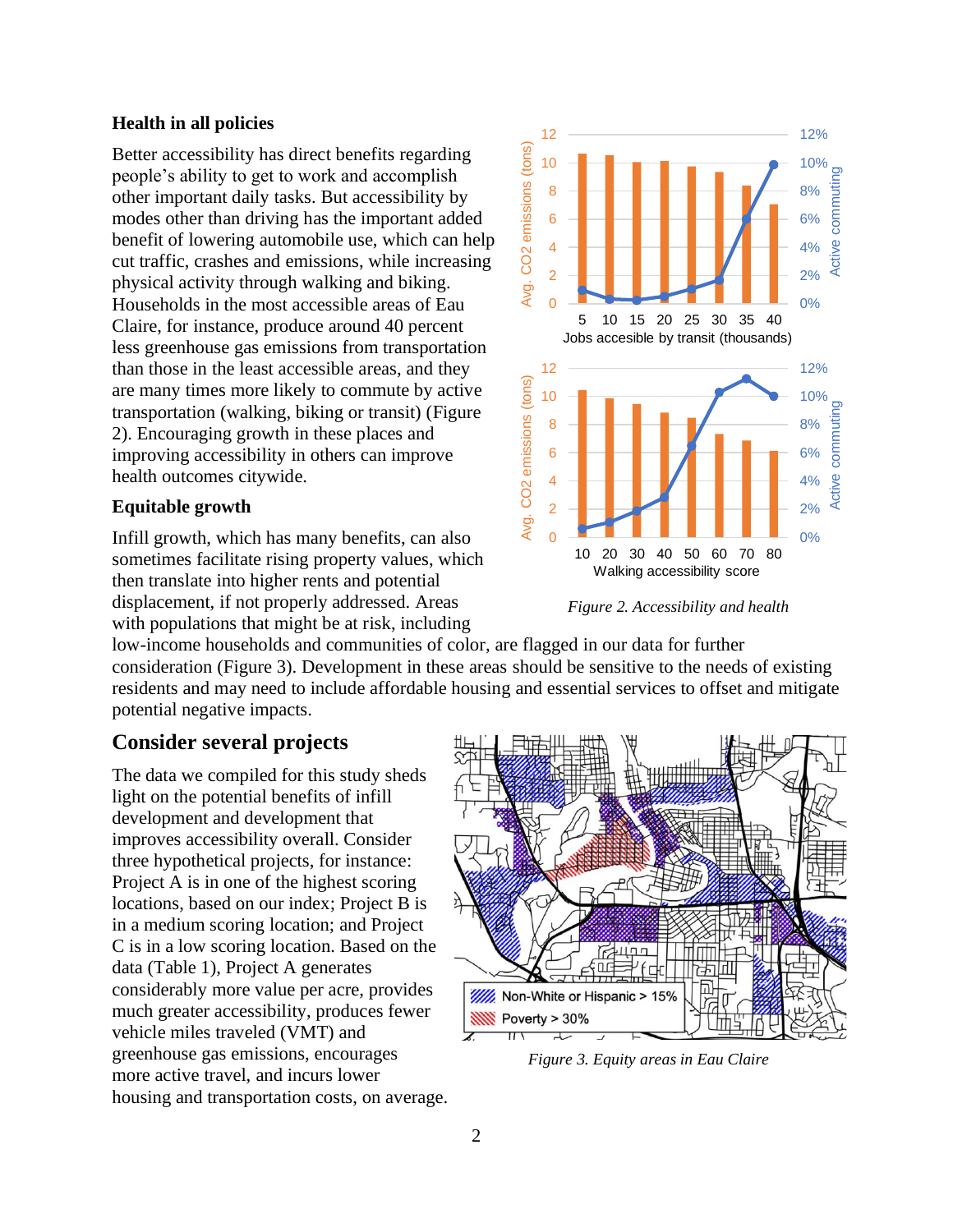### Health in all policies

Better accessibility has direct benefits regarding people's ability to get to work and accomplish other important daily tasks. But accessibility by modes other than driving has the important added benefit of lowering automobile use, which can help cut traffic, crashes and emissions, while increasing physical activity through walking and biking. Households in the most accessible areas of Eau Claire, for instance, produce around 40 percent less greenhouse gas emissions from transportation than those in the least accessible areas, and they are many times more likely to commute by active transportation (walking, biking or transit) (Figure 2). Encouraging growth in these places and improving accessibility in others can improve health outcomes citywide.

### Equitable growth

Infill growth, which has many benefits, can also sometimes facilitate rising property values, which then translate into higher rents and potential displacement, if not properly addressed. Areas with populations that might be at risk, including low-income households and communities of color, are flagged in our data for further consideration (Figure 3). Development in these areas should be sensitive to the needs of existing residents and may need to include affordable housing and essential services to offset and mitigate potential negative impacts.

*Figure 2. Accessibility and health*

## Consider several projects

The data we compiled for this study sheds light on the potential benefits of infill development and development that improves accessibility overall. Consider three hypothetical projects, for instance: Project A is in one of the highest scoring locations, based on our index; Project B is in a medium scoring location; and Project C is in a low scoring location. Based on the data (Table 1), Project A generates considerably more value per acre, provides much greater accessibility, produces fewer vehicle miles traveled (VMT) and greenhouse gas emissions, encourages more active travel, and incurs lower housing and transportation costs, on average.

*Figure 3. Equity areas in Eau Claire*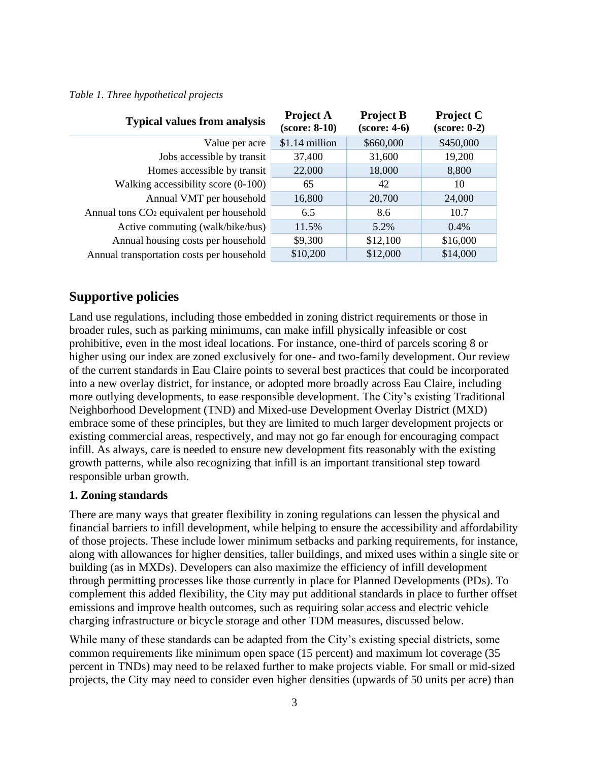*Table 1. Three hypothetical projects*

| Typical values from analysis | Project A (score: 8-10) | Project B (score: 4-6) | Project C (score: 0-2) |
|---|---|---|---|
| Value per acre | $1.14 million | $660,000 | $450,000 |
| Jobs accessible by transit | 37,400 | 31,600 | 19,200 |
| Homes accessible by transit | 22,000 | 18,000 | 8,800 |
| Walking accessibility score (0-100) | 65 | 42 | 10 |
| Annual VMT per household | 16,800 | 20,700 | 24,000 |
| Annual tons $CO_2$ equivalent per household | 6.5 | 8.6 | 10.7 |
| Active commuting (walk/bike/bus) | 11.5% | 5.2% | 0.4% |
| Annual housing costs per household | $9,300 | $12,100 | $16,000 |
| Annual transportation costs per household | $10,200 | $12,000 | $14,000 |

## Supportive policies

Land use regulations, including those embedded in zoning district requirements or those in broader rules, such as parking minimums, can make infill physically infeasible or cost prohibitive, even in the most ideal locations. For instance, one-third of parcels scoring 8 or higher using our index are zoned exclusively for one- and two-family development. Our review of the current standards in Eau Claire points to several best practices that could be incorporated into a new overlay district, for instance, or adopted more broadly across Eau Claire, including more outlying developments, to ease responsible development. The City's existing Traditional Neighborhood Development (TND) and Mixed-use Development Overlay District (MXD) embrace some of these principles, but they are limited to much larger development projects or existing commercial areas, respectively, and may not go far enough for encouraging compact infill. As always, care is needed to ensure new development fits reasonably with the existing growth patterns, while also recognizing that infill is an important transitional step toward responsible urban growth.

### 1. Zoning standards

There are many ways that greater flexibility in zoning regulations can lessen the physical and financial barriers to infill development, while helping to ensure the accessibility and affordability of those projects. These include lower minimum setbacks and parking requirements, for instance, along with allowances for higher densities, taller buildings, and mixed uses within a single site or building (as in MXDs). Developers can also maximize the efficiency of infill development through permitting processes like those currently in place for Planned Developments (PDs). To complement this added flexibility, the City may put additional standards in place to further offset emissions and improve health outcomes, such as requiring solar access and electric vehicle charging infrastructure or bicycle storage and other TDM measures, discussed below.

While many of these standards can be adapted from the City's existing special districts, some common requirements like minimum open space (15 percent) and maximum lot coverage (35 percent in TNDs) may need to be relaxed further to make projects viable. For small or mid-sized projects, the City may need to consider even higher densities (upwards of 50 units per acre) than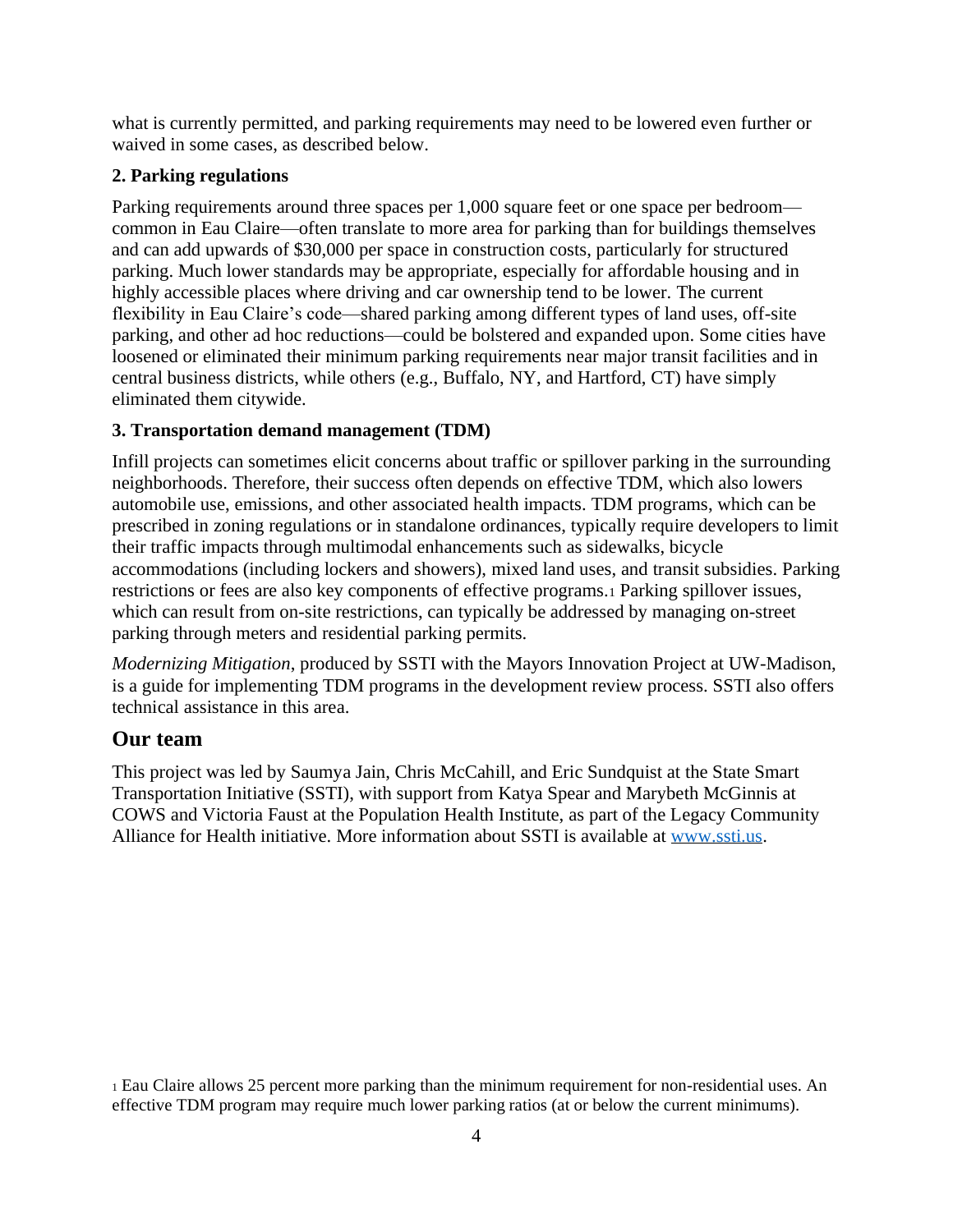what is currently permitted, and parking requirements may need to be lowered even further or waived in some cases, as described below.

**2. Parking regulations**

Parking requirements around three spaces per 1,000 square feet or one space per bedroom—common in Eau Claire—often translate to more area for parking than for buildings themselves and can add upwards of $30,000 per space in construction costs, particularly for structured parking. Much lower standards may be appropriate, especially for affordable housing and in highly accessible places where driving and car ownership tend to be lower. The current flexibility in Eau Claire's code—shared parking among different types of land uses, off-site parking, and other ad hoc reductions—could be bolstered and expanded upon. Some cities have loosened or eliminated their minimum parking requirements near major transit facilities and in central business districts, while others (e.g., Buffalo, NY, and Hartford, CT) have simply eliminated them citywide.

**3. Transportation demand management (TDM)**

Infill projects can sometimes elicit concerns about traffic or spillover parking in the surrounding neighborhoods. Therefore, their success often depends on effective TDM, which also lowers automobile use, emissions, and other associated health impacts. TDM programs, which can be prescribed in zoning regulations or in standalone ordinances, typically require developers to limit their traffic impacts through multimodal enhancements such as sidewalks, bicycle accommodations (including lockers and showers), mixed land uses, and transit subsidies. Parking restrictions or fees are also key components of effective programs.[1] Parking spillover issues, which can result from on-site restrictions, can typically be addressed by managing on-street parking through meters and residential parking permits.

*Modernizing Mitigation*, produced by SSTI with the Mayors Innovation Project at UW-Madison, is a guide for implementing TDM programs in the development review process. SSTI also offers technical assistance in this area.

## Our team

This project was led by Saumya Jain, Chris McCahill, and Eric Sundquist at the State Smart Transportation Initiative (SSTI), with support from Katya Spear and Marybeth McGinnis at COWS and Victoria Faust at the Population Health Institute, as part of the Legacy Community Alliance for Health initiative. More information about SSTI is available at [www.ssti.us](http://www.ssti.us).

[1] Eau Claire allows 25 percent more parking than the minimum requirement for non-residential uses. An effective TDM program may require much lower parking ratios (at or below the current minimums).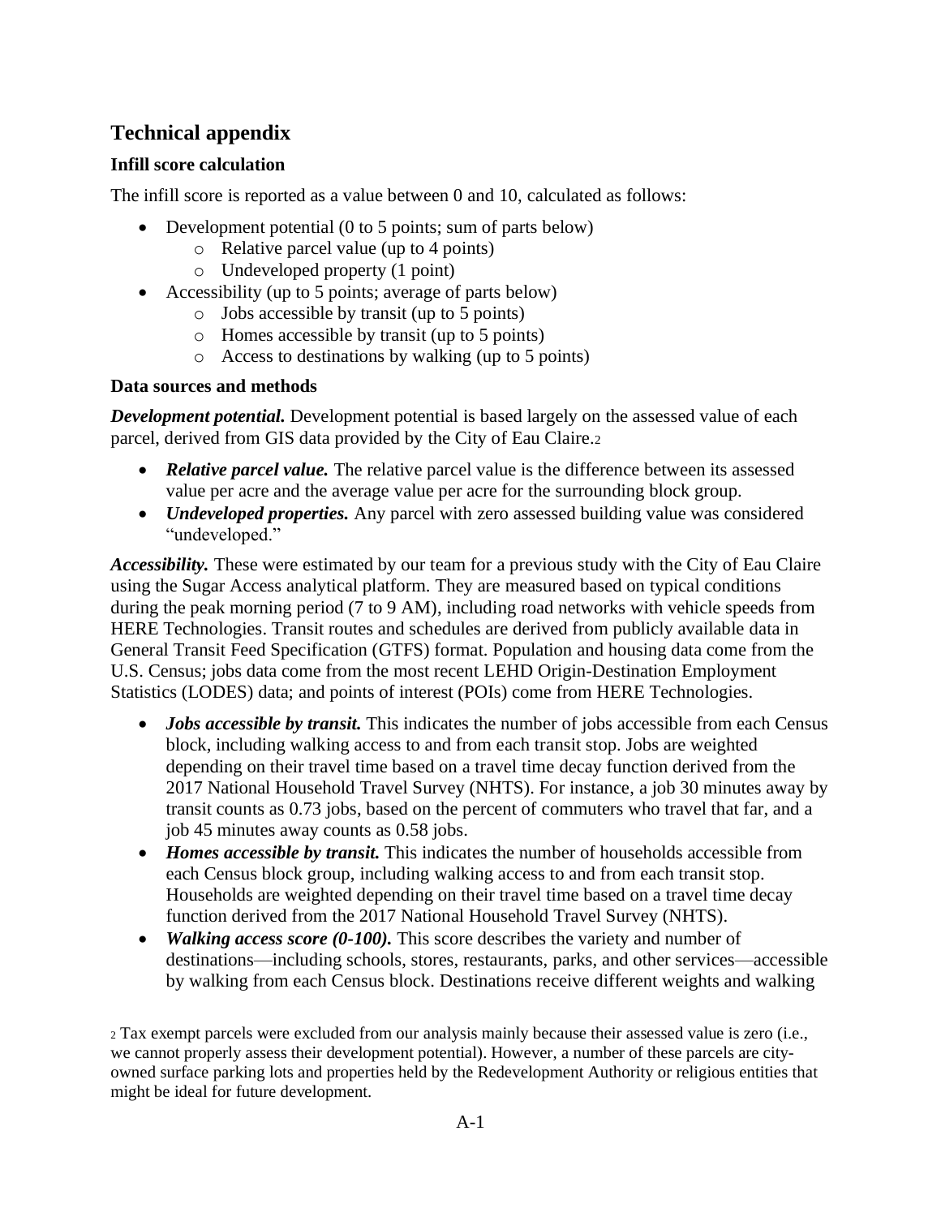## Technical appendix

### Infill score calculation

The infill score is reported as a value between 0 and 10, calculated as follows:

- Development potential (0 to 5 points; sum of parts below)
  - Relative parcel value (up to 4 points)
  - Undeveloped property (1 point)
- Accessibility (up to 5 points; average of parts below)
  - Jobs accessible by transit (up to 5 points)
  - Homes accessible by transit (up to 5 points)
  - Access to destinations by walking (up to 5 points)

### Data sources and methods

***Development potential.*** Development potential is based largely on the assessed value of each parcel, derived from GIS data provided by the City of Eau Claire.[2]

- ***Relative parcel value.*** The relative parcel value is the difference between its assessed value per acre and the average value per acre for the surrounding block group.
- ***Undeveloped properties.*** Any parcel with zero assessed building value was considered "undeveloped."

***Accessibility.*** These were estimated by our team for a previous study with the City of Eau Claire using the Sugar Access analytical platform. They are measured based on typical conditions during the peak morning period (7 to 9 AM), including road networks with vehicle speeds from HERE Technologies. Transit routes and schedules are derived from publicly available data in General Transit Feed Specification (GTFS) format. Population and housing data come from the U.S. Census; jobs data come from the most recent LEHD Origin-Destination Employment Statistics (LODES) data; and points of interest (POIs) come from HERE Technologies.

- ***Jobs accessible by transit.*** This indicates the number of jobs accessible from each Census block, including walking access to and from each transit stop. Jobs are weighted depending on their travel time based on a travel time decay function derived from the 2017 National Household Travel Survey (NHTS). For instance, a job 30 minutes away by transit counts as 0.73 jobs, based on the percent of commuters who travel that far, and a job 45 minutes away counts as 0.58 jobs.
- ***Homes accessible by transit.*** This indicates the number of households accessible from each Census block group, including walking access to and from each transit stop. Households are weighted depending on their travel time based on a travel time decay function derived from the 2017 National Household Travel Survey (NHTS).
- ***Walking access score (0-100).*** This score describes the variety and number of destinations—including schools, stores, restaurants, parks, and other services—accessible by walking from each Census block. Destinations receive different weights and walking

[2] Tax exempt parcels were excluded from our analysis mainly because their assessed value is zero (i.e., we cannot properly assess their development potential). However, a number of these parcels are city-owned surface parking lots and properties held by the Redevelopment Authority or religious entities that might be ideal for future development.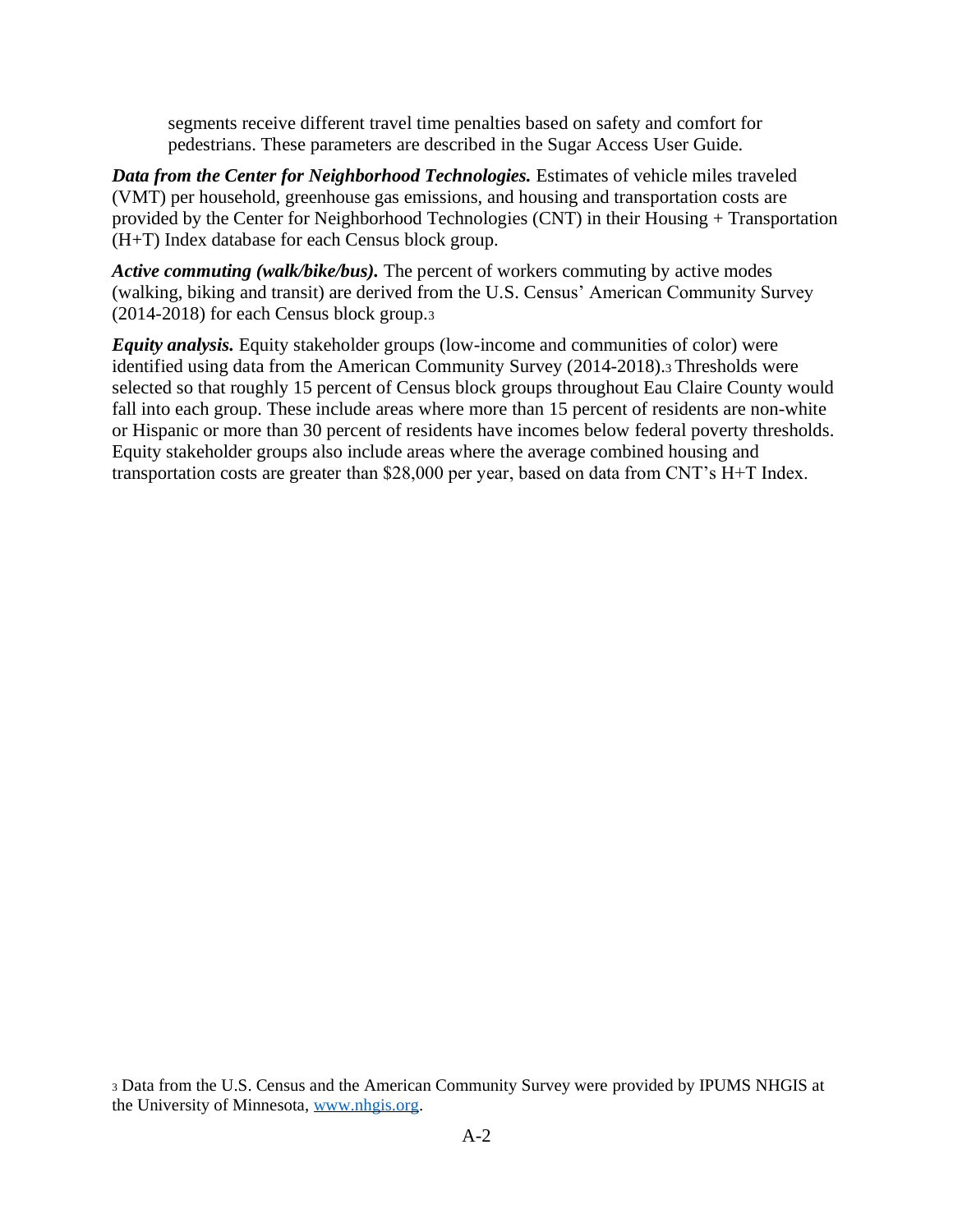segments receive different travel time penalties based on safety and comfort for pedestrians. These parameters are described in the Sugar Access User Guide.

***Data from the Center for Neighborhood Technologies.*** Estimates of vehicle miles traveled (VMT) per household, greenhouse gas emissions, and housing and transportation costs are provided by the Center for Neighborhood Technologies (CNT) in their Housing + Transportation (H+T) Index database for each Census block group.

***Active commuting (walk/bike/bus).*** The percent of workers commuting by active modes (walking, biking and transit) are derived from the U.S. Census' American Community Survey (2014-2018) for each Census block group.[3]

***Equity analysis.*** Equity stakeholder groups (low-income and communities of color) were identified using data from the American Community Survey (2014-2018).[3] Thresholds were selected so that roughly 15 percent of Census block groups throughout Eau Claire County would fall into each group. These include areas where more than 15 percent of residents are non-white or Hispanic or more than 30 percent of residents have incomes below federal poverty thresholds. Equity stakeholder groups also include areas where the average combined housing and transportation costs are greater than $28,000 per year, based on data from CNT's H+T Index.

[3] Data from the U.S. Census and the American Community Survey were provided by IPUMS NHGIS at the University of Minnesota, [www.nhgis.org](http://www.nhgis.org).